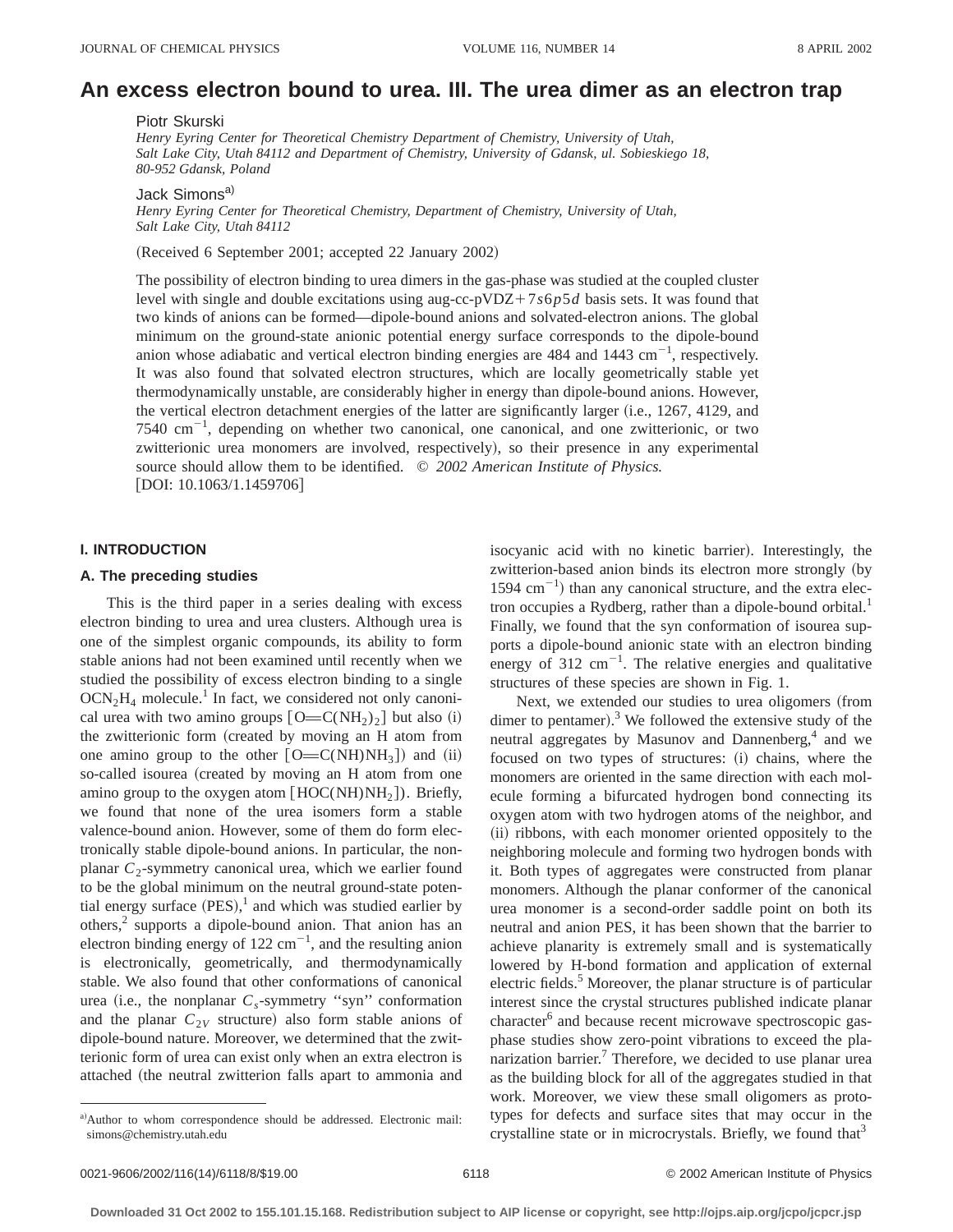# An excess electron bound to urea. III. The urea dimer as an electron trap

Piotr Skurski

*Henry Eyring Center for Theoretical Chemistry Department of Chemistry, University of Utah, Salt Lake City, Utah 84112 and Department of Chemistry, University of Gdansk, ul. Sobieskiego 18, 80-952 Gdansk, Poland*

Jack Simons[a)]

*Henry Eyring Center for Theoretical Chemistry, Department of Chemistry, University of Utah, Salt Lake City, Utah 84112*

(Received 6 September 2001; accepted 22 January 2002)

The possibility of electron binding to urea dimers in the gas-phase was studied at the coupled cluster level with single and double excitations using aug-cc-pVDZ+7$s$6$p$5$d$ basis sets. It was found that two kinds of anions can be formed—dipole-bound anions and solvated-electron anions. The global minimum on the ground-state anionic potential energy surface corresponds to the dipole-bound anion whose adiabatic and vertical electron binding energies are 484 and 1443 $cm^{-1}$, respectively. It was also found that solvated electron structures, which are locally geometrically stable yet thermodynamically unstable, are considerably higher in energy than dipole-bound anions. However, the vertical electron detachment energies of the latter are significantly larger (i.e., 1267, 4129, and 7540 $cm^{-1}$, depending on whether two canonical, one canonical, and one zwitterionic, or two zwitterionic urea monomers are involved, respectively), so their presence in any experimental source should allow them to be identified. © *2002 American Institute of Physics.* [DOI: 10.1063/1.1459706]

## I. INTRODUCTION

### A. The preceding studies

This is the third paper in a series dealing with excess electron binding to urea and urea clusters. Although urea is one of the simplest organic compounds, its ability to form stable anions had not been examined until recently when we studied the possibility of excess electron binding to a single $OCN_2H_4$ molecule.[1] In fact, we considered not only canonical urea with two amino groups [$O{=}C(NH_2)_2$] but also (i) the zwitterionic form (created by moving an H atom from one amino group to the other [$O{=}C(NH)NH_3$]) and (ii) so-called isourea (created by moving an H atom from one amino group to the oxygen atom [$HOC(NH)NH_2$]). Briefly, we found that none of the urea isomers form a stable valence-bound anion. However, some of them do form electronically stable dipole-bound anions. In particular, the nonplanar $C_2$-symmetry canonical urea, which we earlier found to be the global minimum on the neutral ground-state potential energy surface (PES),[1] and which was studied earlier by others,[2] supports a dipole-bound anion. That anion has an electron binding energy of 122 $cm^{-1}$, and the resulting anion is electronically, geometrically, and thermodynamically stable. We also found that other conformations of canonical urea (i.e., the nonplanar $C_s$-symmetry "syn" conformation and the planar $C_{2V}$ structure) also form stable anions of dipole-bound nature. Moreover, we determined that the zwitterionic form of urea can exist only when an extra electron is attached (the neutral zwitterion falls apart to ammonia and isocyanic acid with no kinetic barrier). Interestingly, the zwitterion-based anion binds its electron more strongly (by 1594 $cm^{-1}$) than any canonical structure, and the extra electron occupies a Rydberg, rather than a dipole-bound orbital.[1] Finally, we found that the syn conformation of isourea supports a dipole-bound anionic state with an electron binding energy of 312 $cm^{-1}$. The relative energies and qualitative structures of these species are shown in Fig. 1.

Next, we extended our studies to urea oligomers (from dimer to pentamer).[3] We followed the extensive study of the neutral aggregates by Masunov and Dannenberg,[4] and we focused on two types of structures: (i) chains, where the monomers are oriented in the same direction with each molecule forming a bifurcated hydrogen bond connecting its oxygen atom with two hydrogen atoms of the neighbor, and (ii) ribbons, with each monomer oriented oppositely to the neighboring molecule and forming two hydrogen bonds with it. Both types of aggregates were constructed from planar monomers. Although the planar conformer of the canonical urea monomer is a second-order saddle point on both its neutral and anion PES, it has been shown that the barrier to achieve planarity is extremely small and is systematically lowered by H-bond formation and application of external electric fields.[5] Moreover, the planar structure is of particular interest since the crystal structures published indicate planar character[6] and because recent microwave spectroscopic gas-phase studies show zero-point vibrations to exceed the planarization barrier.[7] Therefore, we decided to use planar urea as the building block for all of the aggregates studied in that work. Moreover, we view these small oligomers as prototypes for defects and surface sites that may occur in the crystalline state or in microcrystals. Briefly, we found that[3]

[a)]Author to whom correspondence should be addressed. Electronic mail: simons@chemistry.utah.edu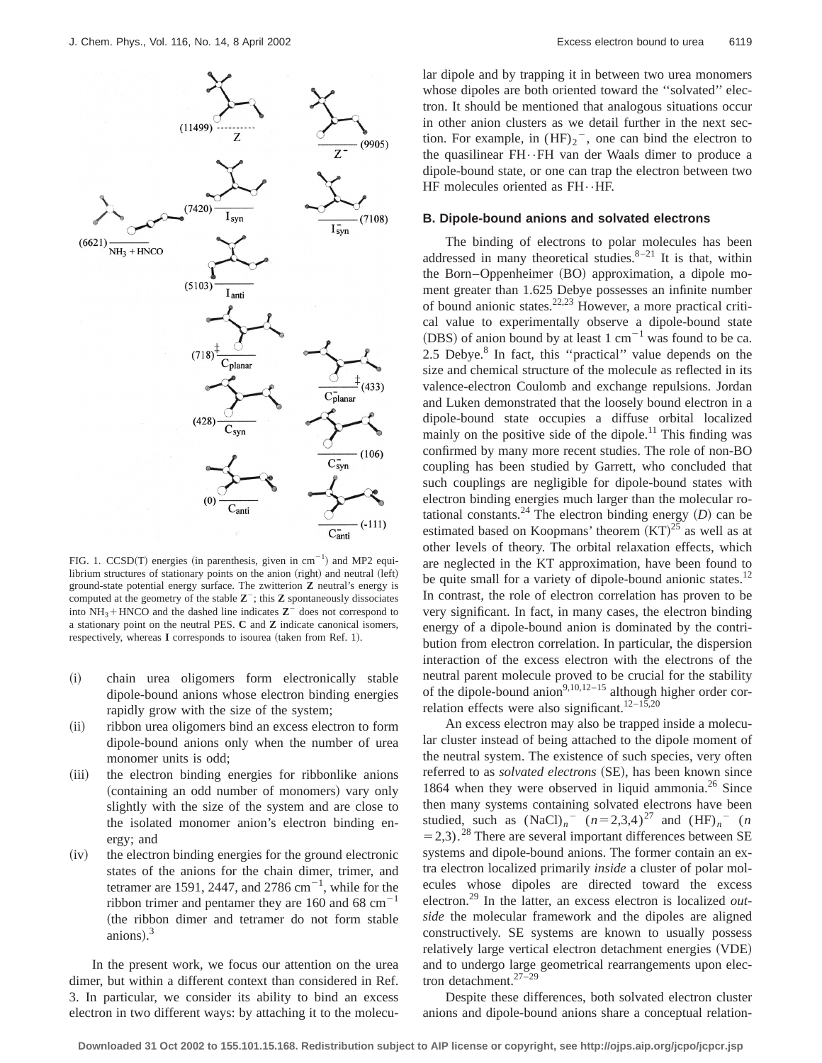FIG. 1. CCSD(T) energies (in parenthesis, given in $cm^{-1}$) and MP2 equilibrium structures of stationary points on the anion (right) and neutral (left) ground-state potential energy surface. The zwitterion **Z** neutral's energy is computed at the geometry of the stable $\mathbf{Z}^-$; this **Z** spontaneously dissociates into $NH_3$+HNCO and the dashed line indicates $\mathbf{Z}^-$ does not correspond to a stationary point on the neutral PES. **C** and **Z** indicate canonical isomers, respectively, whereas **I** corresponds to isourea (taken from Ref. 1).

(i) chain urea oligomers form electronically stable dipole-bound anions whose electron binding energies rapidly grow with the size of the system;

(ii) ribbon urea oligomers bind an excess electron to form dipole-bound anions only when the number of urea monomer units is odd;

(iii) the electron binding energies for ribbonlike anions (containing an odd number of monomers) vary only slightly with the size of the system and are close to the isolated monomer anion's electron binding energy; and

(iv) the electron binding energies for the ground electronic states of the anions for the chain dimer, trimer, and tetramer are 1591, 2447, and 2786 $cm^{-1}$, while for the ribbon trimer and pentamer they are 160 and 68 $cm^{-1}$ (the ribbon dimer and tetramer do not form stable anions).[3]

In the present work, we focus our attention on the urea dimer, but within a different context than considered in Ref. 3. In particular, we consider its ability to bind an excess electron in two different ways: by attaching it to the molecular dipole and by trapping it in between two urea monomers whose dipoles are both oriented toward the "solvated" electron. It should be mentioned that analogous situations occur in other anion clusters as we detail further in the next section. For example, in $(HF)_2^-$, one can bind the electron to the quasilinear FH··FH van der Waals dimer to produce a dipole-bound state, or one can trap the electron between two HF molecules oriented as FH··HF.

### B. Dipole-bound anions and solvated electrons

The binding of electrons to polar molecules has been addressed in many theoretical studies.[8–21] It is that, within the Born–Oppenheimer (BO) approximation, a dipole moment greater than 1.625 Debye possesses an infinite number of bound anionic states.[22,23] However, a more practical critical value to experimentally observe a dipole-bound state (DBS) of anion bound by at least 1 $cm^{-1}$ was found to be ca. 2.5 Debye.[8] In fact, this "practical" value depends on the size and chemical structure of the molecule as reflected in its valence-electron Coulomb and exchange repulsions. Jordan and Luken demonstrated that the loosely bound electron in a dipole-bound state occupies a diffuse orbital localized mainly on the positive side of the dipole.[11] This finding was confirmed by many more recent studies. The role of non-BO coupling has been studied by Garrett, who concluded that such couplings are negligible for dipole-bound states with electron binding energies much larger than the molecular rotational constants.[24] The electron binding energy ($D$) can be estimated based on Koopmans' theorem (KT)[25] as well as at other levels of theory. The orbital relaxation effects, which are neglected in the KT approximation, have been found to be quite small for a variety of dipole-bound anionic states.[12] In contrast, the role of electron correlation has proven to be very significant. In fact, in many cases, the electron binding energy of a dipole-bound anion is dominated by the contribution from electron correlation. In particular, the dispersion interaction of the excess electron with the electrons of the neutral parent molecule proved to be crucial for the stability of the dipole-bound anion[9,10,12–15] although higher order correlation effects were also significant.[12–15,20]

An excess electron may also be trapped inside a molecular cluster instead of being attached to the dipole moment of the neutral system. The existence of such species, very often referred to as *solvated electrons* (SE), has been known since 1864 when they were observed in liquid ammonia.[26] Since then many systems containing solvated electrons have been studied, such as $(NaCl)_n^-$ ($n$=2,3,4)[27] and $(HF)_n^-$ ($n$=2,3).[28] There are several important differences between SE systems and dipole-bound anions. The former contain an extra electron localized primarily *inside* a cluster of polar molecules whose dipoles are directed toward the excess electron.[29] In the latter, an excess electron is localized *outside* the molecular framework and the dipoles are aligned constructively. SE systems are known to usually possess relatively large vertical electron detachment energies (VDE) and to undergo large geometrical rearrangements upon electron detachment.[27–29]

Despite these differences, both solvated electron cluster anions and dipole-bound anions share a conceptual relation-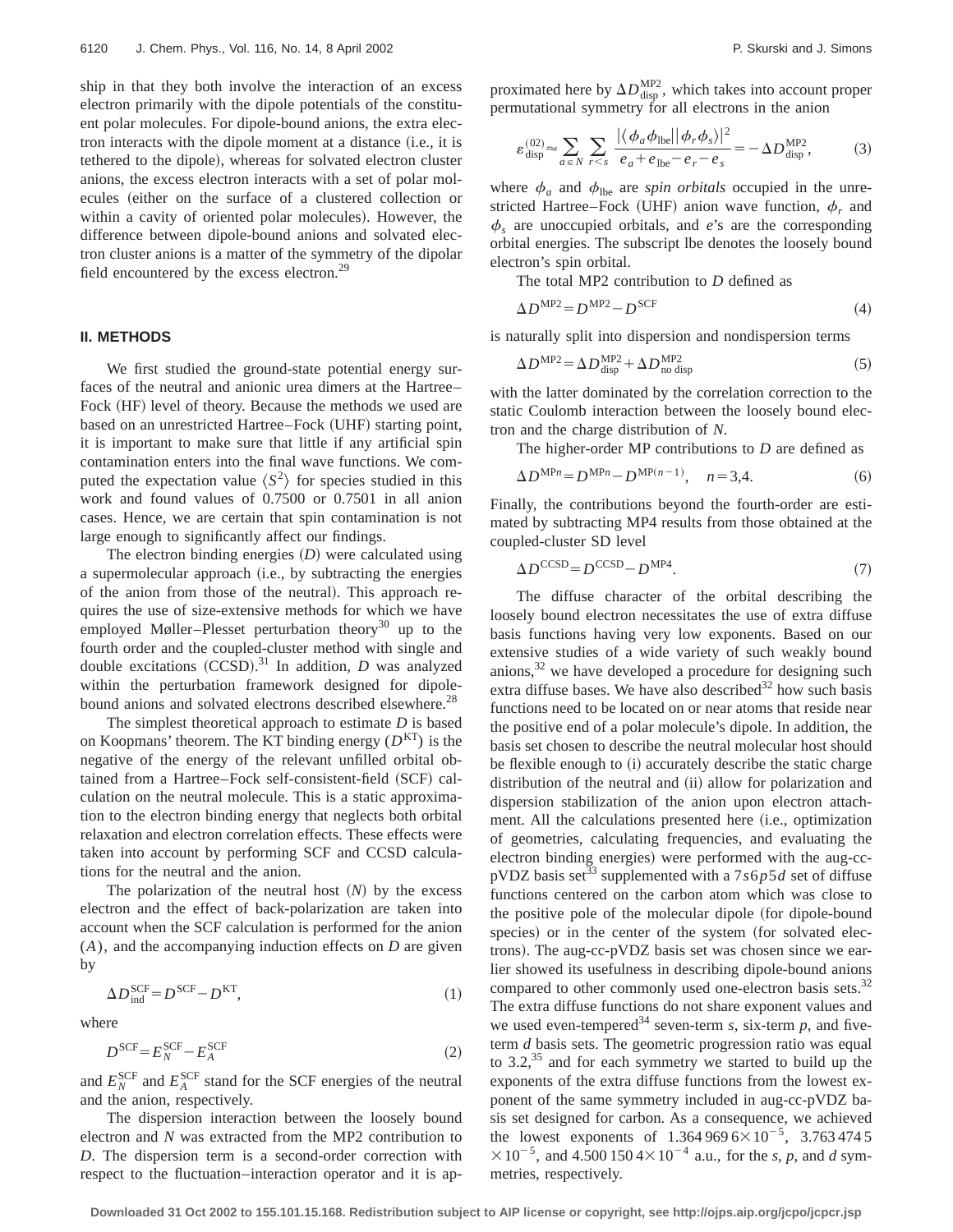ship in that they both involve the interaction of an excess electron primarily with the dipole potentials of the constituent polar molecules. For dipole-bound anions, the extra electron interacts with the dipole moment at a distance (i.e., it is tethered to the dipole), whereas for solvated electron cluster anions, the excess electron interacts with a set of polar molecules (either on the surface of a clustered collection or within a cavity of oriented polar molecules). However, the difference between dipole-bound anions and solvated electron cluster anions is a matter of the symmetry of the dipolar field encountered by the excess electron.[29]

## II. METHODS

We first studied the ground-state potential energy surfaces of the neutral and anionic urea dimers at the Hartree–Fock (HF) level of theory. Because the methods we used are based on an unrestricted Hartree–Fock (UHF) starting point, it is important to make sure that little if any artificial spin contamination enters into the final wave functions. We computed the expectation value $\langle S^2 \rangle$ for species studied in this work and found values of 0.7500 or 0.7501 in all anion cases. Hence, we are certain that spin contamination is not large enough to significantly affect our findings.

The electron binding energies ($D$) were calculated using a supermolecular approach (i.e., by subtracting the energies of the anion from those of the neutral). This approach requires the use of size-extensive methods for which we have employed Møller–Plesset perturbation theory[30] up to the fourth order and the coupled-cluster method with single and double excitations (CCSD).[31] In addition, $D$ was analyzed within the perturbation framework designed for dipole-bound anions and solvated electrons described elsewhere.[28]

The simplest theoretical approach to estimate $D$ is based on Koopmans' theorem. The KT binding energy ($D^{\mathrm{KT}}$) is the negative of the energy of the relevant unfilled orbital obtained from a Hartree–Fock self-consistent-field (SCF) calculation on the neutral molecule. This is a static approximation to the electron binding energy that neglects both orbital relaxation and electron correlation effects. These effects were taken into account by performing SCF and CCSD calculations for the neutral and the anion.

The polarization of the neutral host ($N$) by the excess electron and the effect of back-polarization are taken into account when the SCF calculation is performed for the anion ($A$), and the accompanying induction effects on $D$ are given by

$$\Delta D_{\mathrm{ind}}^{\mathrm{SCF}} = D^{\mathrm{SCF}} - D^{\mathrm{KT}}, \tag{1}$$

where

$$D^{\mathrm{SCF}} = E_N^{\mathrm{SCF}} - E_A^{\mathrm{SCF}} \tag{2}$$

and $E_N^{\mathrm{SCF}}$ and $E_A^{\mathrm{SCF}}$ stand for the SCF energies of the neutral and the anion, respectively.

The dispersion interaction between the loosely bound electron and $N$ was extracted from the MP2 contribution to $D$. The dispersion term is a second-order correction with respect to the fluctuation–interaction operator and it is approximated here by $\Delta D_{\mathrm{disp}}^{\mathrm{MP2}}$, which takes into account proper permutational symmetry for all electrons in the anion

$$\varepsilon_{\mathrm{disp}}^{(02)} \approx \sum_{a \in N} \sum_{r<s} \frac{|\langle \phi_a \phi_{\mathrm{lbe}} || \phi_r \phi_s \rangle|^2}{e_a + e_{\mathrm{lbe}} - e_r - e_s} = -\Delta D_{\mathrm{disp}}^{\mathrm{MP2}}, \tag{3}$$

where $\phi_a$ and $\phi_{\mathrm{lbe}}$ are *spin orbitals* occupied in the unrestricted Hartree–Fock (UHF) anion wave function, $\phi_r$ and $\phi_s$ are unoccupied orbitals, and $e$'s are the corresponding orbital energies. The subscript lbe denotes the loosely bound electron's spin orbital.

The total MP2 contribution to $D$ defined as

$$\Delta D^{\mathrm{MP2}} = D^{\mathrm{MP2}} - D^{\mathrm{SCF}} \tag{4}$$

is naturally split into dispersion and nondispersion terms

$$\Delta D^{\mathrm{MP2}} = \Delta D_{\mathrm{disp}}^{\mathrm{MP2}} + \Delta D_{\mathrm{no\ disp}}^{\mathrm{MP2}} \tag{5}$$

with the latter dominated by the correlation correction to the static Coulomb interaction between the loosely bound electron and the charge distribution of $N$.

The higher-order MP contributions to $D$ are defined as

$$\Delta D^{\mathrm{MP}n} = D^{\mathrm{MP}n} - D^{\mathrm{MP}(n-1)}, \quad n = 3,4. \tag{6}$$

Finally, the contributions beyond the fourth-order are estimated by subtracting MP4 results from those obtained at the coupled-cluster SD level

$$\Delta D^{\mathrm{CCSD}} = D^{\mathrm{CCSD}} - D^{\mathrm{MP4}}. \tag{7}$$

The diffuse character of the orbital describing the loosely bound electron necessitates the use of extra diffuse basis functions having very low exponents. Based on our extensive studies of a wide variety of such weakly bound anions,[32] we have developed a procedure for designing such extra diffuse bases. We have also described[32] how such basis functions need to be located on or near atoms that reside near the positive end of a polar molecule's dipole. In addition, the basis set chosen to describe the neutral molecular host should be flexible enough to (i) accurately describe the static charge distribution of the neutral and (ii) allow for polarization and dispersion stabilization of the anion upon electron attachment. All the calculations presented here (i.e., optimization of geometries, calculating frequencies, and evaluating the electron binding energies) were performed with the aug-cc-pVDZ basis set[33] supplemented with a $7s6p5d$ set of diffuse functions centered on the carbon atom which was close to the positive pole of the molecular dipole (for dipole-bound species) or in the center of the system (for solvated electrons). The aug-cc-pVDZ basis set was chosen since we earlier showed its usefulness in describing dipole-bound anions compared to other commonly used one-electron basis sets.[32] The extra diffuse functions do not share exponent values and we used even-tempered[34] seven-term $s$, six-term $p$, and five-term $d$ basis sets. The geometric progression ratio was equal to 3.2,[35] and for each symmetry we started to build up the exponents of the extra diffuse functions from the lowest exponent of the same symmetry included in aug-cc-pVDZ basis set designed for carbon. As a consequence, we achieved the lowest exponents of $1.3649696 \times 10^{-5}$, $3.7634745 \times 10^{-5}$, and $4.5001504 \times 10^{-4}$ a.u., for the $s$, $p$, and $d$ symmetries, respectively.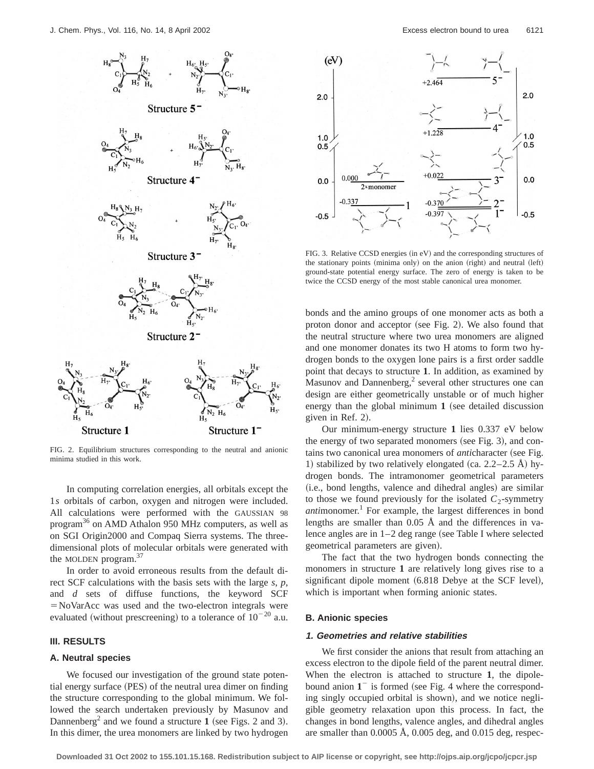FIG. 2. Equilibrium structures corresponding to the neutral and anionic minima studied in this work.

FIG. 3. Relative CCSD energies (in eV) and the corresponding structures of the stationary points (minima only) on the anion (right) and neutral (left) ground-state potential energy surface. The zero of energy is taken to be twice the CCSD energy of the most stable canonical urea monomer.

In computing correlation energies, all orbitals except the 1*s* orbitals of carbon, oxygen and nitrogen were included. All calculations were performed with the GAUSSIAN 98 program[36] on AMD Athalon 950 MHz computers, as well as on SGI Origin2000 and Compaq Sierra systems. The three-dimensional plots of molecular orbitals were generated with the MOLDEN program.[37]

In order to avoid erroneous results from the default direct SCF calculations with the basis sets with the large *s*, *p*, and *d* sets of diffuse functions, the keyword SCF =NoVarAcc was used and the two-electron integrals were evaluated (without prescreening) to a tolerance of $10^{-20}$ a.u.

## III. RESULTS

### A. Neutral species

We focused our investigation of the ground state potential energy surface (PES) of the neutral urea dimer on finding the structure corresponding to the global minimum. We followed the search undertaken previously by Masunov and Dannenberg[2] and we found a structure **1** (see Figs. 2 and 3). In this dimer, the urea monomers are linked by two hydrogen bonds and the amino groups of one monomer acts as both a proton donor and acceptor (see Fig. 2). We also found that the neutral structure where two urea monomers are aligned and one monomer donates its two H atoms to form two hydrogen bonds to the oxygen lone pairs is a first order saddle point that decays to structure **1**. In addition, as examined by Masunov and Dannenberg,[2] several other structures one can design are either geometrically unstable or of much higher energy than the global minimum **1** (see detailed discussion given in Ref. 2).

Our minimum-energy structure **1** lies 0.337 eV below the energy of two separated monomers (see Fig. 3), and contains two canonical urea monomers of *anti*character (see Fig. 1) stabilized by two relatively elongated (ca. 2.2–2.5 Å) hydrogen bonds. The intramonomer geometrical parameters (i.e., bond lengths, valence and dihedral angles) are similar to those we found previously for the isolated $C_2$-symmetry *anti*monomer.[1] For example, the largest differences in bond lengths are smaller than 0.05 Å and the differences in valence angles are in 1–2 deg range (see Table I where selected geometrical parameters are given).

The fact that the two hydrogen bonds connecting the monomers in structure **1** are relatively long gives rise to a significant dipole moment (6.818 Debye at the SCF level), which is important when forming anionic states.

### B. Anionic species

#### 1. Geometries and relative stabilities

We first consider the anions that result from attaching an excess electron to the dipole field of the parent neutral dimer. When the electron is attached to structure **1**, the dipole-bound anion $\mathbf{1}^-$ is formed (see Fig. 4 where the corresponding singly occupied orbital is shown), and we notice negligible geometry relaxation upon this process. In fact, the changes in bond lengths, valence angles, and dihedral angles are smaller than 0.0005 Å, 0.005 deg, and 0.015 deg, respec-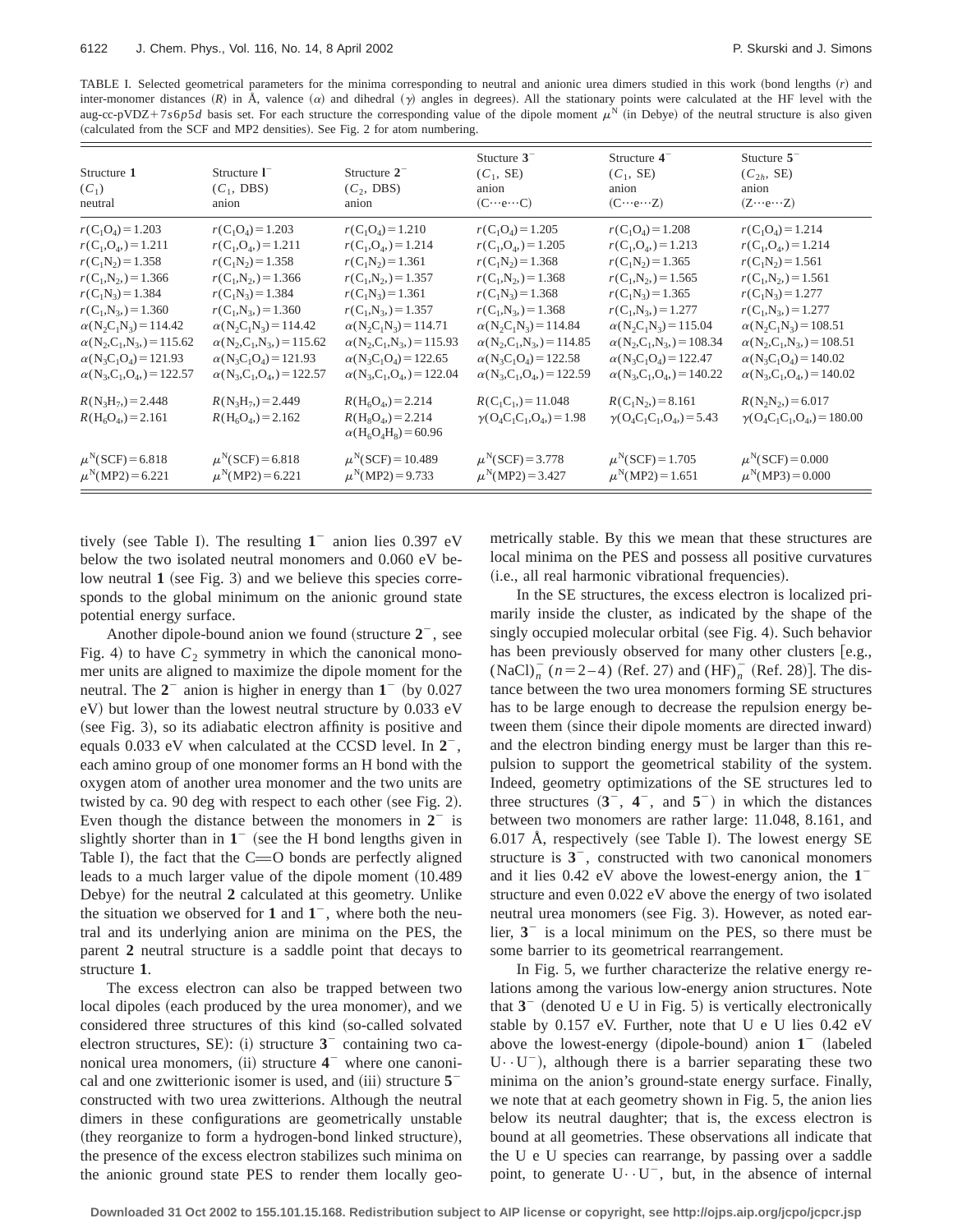TABLE I. Selected geometrical parameters for the minima corresponding to neutral and anionic urea dimers studied in this work (bond lengths $(r)$ and inter-monomer distances $(R)$ in Å, valence $(\alpha)$ and dihedral $(\gamma)$ angles in degrees). All the stationary points were calculated at the HF level with the aug-cc-pVDZ+7s6p5d basis set. For each structure the corresponding value of the dipole moment $\mu^{\mathrm{N}}$ (in Debye) of the neutral structure is also given (calculated from the SCF and MP2 densities). See Fig. 2 for atom numbering.

| Structure **1** ($C_1$) neutral | Structure **1**$^-$ ($C_1$, DBS) anion | Structure **2**$^-$ ($C_2$, DBS) anion | Stucture **3**$^-$ ($C_1$, SE) anion (C⋯e⋯C) | Structure **4**$^-$ ($C_1$, SE) anion (C⋯e⋯Z) | Structure **5**$^-$ ($C_{2h}$, SE) anion (Z⋯e⋯Z) |
|---|---|---|---|---|---|
| $r(\mathrm{C_1O_4})=1.203$ | $r(\mathrm{C_1O_4})=1.203$ | $r(\mathrm{C_1O_4})=1.210$ | $r(\mathrm{C_1O_4})=1.205$ | $r(\mathrm{C_1O_4})=1.208$ | $r(\mathrm{C_1O_4})=1.214$ |
| $r(\mathrm{C_{1'}O_{4'}})=1.211$ | $r(\mathrm{C_{1'}O_{4'}})=1.211$ | $r(\mathrm{C_{1'}O_{4'}})=1.214$ | $r(\mathrm{C_{1'}O_{4'}})=1.205$ | $r(\mathrm{C_{1'}O_{4'}})=1.213$ | $r(\mathrm{C_{1'}O_{4'}})=1.214$ |
| $r(\mathrm{C_1N_2})=1.358$ | $r(\mathrm{C_1N_2})=1.358$ | $r(\mathrm{C_1N_2})=1.361$ | $r(\mathrm{C_1N_2})=1.368$ | $r(\mathrm{C_1N_2})=1.365$ | $r(\mathrm{C_1N_2})=1.561$ |
| $r(\mathrm{C_{1'}N_{2'}})=1.366$ | $r(\mathrm{C_{1'}N_{2'}})=1.366$ | $r(\mathrm{C_{1'}N_{2'}})=1.357$ | $r(\mathrm{C_{1'}N_{2'}})=1.368$ | $r(\mathrm{C_{1'}N_{2'}})=1.565$ | $r(\mathrm{C_{1'}N_{2'}})=1.561$ |
| $r(\mathrm{C_1N_3})=1.384$ | $r(\mathrm{C_1N_3})=1.384$ | $r(\mathrm{C_1N_3})=1.361$ | $r(\mathrm{C_1N_3})=1.368$ | $r(\mathrm{C_1N_3})=1.365$ | $r(\mathrm{C_1N_3})=1.277$ |
| $r(\mathrm{C_{1'}N_{3'}})=1.360$ | $r(\mathrm{C_{1'}N_{3'}})=1.360$ | $r(\mathrm{C_{1'}N_{3'}})=1.357$ | $r(\mathrm{C_{1'}N_{3'}})=1.368$ | $r(\mathrm{C_{1'}N_{3'}})=1.277$ | $r(\mathrm{C_{1'}N_{3'}})=1.277$ |
| $\alpha(\mathrm{N_2C_1N_3})=114.42$ | $\alpha(\mathrm{N_2C_1N_3})=114.42$ | $\alpha(\mathrm{N_2C_1N_3})=114.71$ | $\alpha(\mathrm{N_2C_1N_3})=114.84$ | $\alpha(\mathrm{N_2C_1N_3})=115.04$ | $\alpha(\mathrm{N_2C_1N_3})=108.51$ |
| $\alpha(\mathrm{N_{2'}C_{1'}N_{3'}})=115.62$ | $\alpha(\mathrm{N_{2'}C_{1'}N_{3'}})=115.62$ | $\alpha(\mathrm{N_{2'}C_{1'}N_{3'}})=115.93$ | $\alpha(\mathrm{N_{2'}C_{1'}N_{3'}})=114.85$ | $\alpha(\mathrm{N_{2'}C_{1'}N_{3'}})=108.34$ | $\alpha(\mathrm{N_{2'}C_{1'}N_{3'}})=108.51$ |
| $\alpha(\mathrm{N_3C_1O_4})=121.93$ | $\alpha(\mathrm{N_3C_1O_4})=121.93$ | $\alpha(\mathrm{N_3C_1O_4})=122.65$ | $\alpha(\mathrm{N_3C_1O_4})=122.58$ | $\alpha(\mathrm{N_3C_1O_4})=122.47$ | $\alpha(\mathrm{N_3C_1O_4})=140.02$ |
| $\alpha(\mathrm{N_{3'}C_{1'}O_{4'}})=122.57$ | $\alpha(\mathrm{N_{3'}C_{1'}O_{4'}})=122.57$ | $\alpha(\mathrm{N_{3'}C_{1'}O_{4'}})=122.04$ | $\alpha(\mathrm{N_{3'}C_{1'}O_{4'}})=122.59$ | $\alpha(\mathrm{N_{3'}C_{1'}O_{4'}})=140.22$ | $\alpha(\mathrm{N_{3'}C_{1'}O_{4'}})=140.02$ |
| $R(\mathrm{N_3H_{7'}})=2.448$ | $R(\mathrm{N_3H_{7'}})=2.449$ | $R(\mathrm{H_6O_{4'}})=2.214$ | $R(\mathrm{C_1C_{1'}})=11.048$ | $R(\mathrm{C_1N_{2'}})=8.161$ | $R(\mathrm{N_2N_{2'}})=6.017$ |
| $R(\mathrm{H_6O_{4'}})=2.161$ | $R(\mathrm{H_6O_{4'}})=2.162$ | $R(\mathrm{H_{8'}O_4})=2.214$ | $\gamma(\mathrm{O_4C_1C_{1'}O_{4'}})=1.98$ | $\gamma(\mathrm{O_4C_1C_{1'}O_{4'}})=5.43$ | $\gamma(\mathrm{O_4C_1C_{1'}O_{4'}})=180.00$ |
| | | $\alpha(\mathrm{H_6O_4H_8})=60.96$ | | | |
| $\mu^{\mathrm{N}}(\mathrm{SCF})=6.818$ | $\mu^{\mathrm{N}}(\mathrm{SCF})=6.818$ | $\mu^{\mathrm{N}}(\mathrm{SCF})=10.489$ | $\mu^{\mathrm{N}}(\mathrm{SCF})=3.778$ | $\mu^{\mathrm{N}}(\mathrm{SCF})=1.705$ | $\mu^{\mathrm{N}}(\mathrm{SCF})=0.000$ |
| $\mu^{\mathrm{N}}(\mathrm{MP2})=6.221$ | $\mu^{\mathrm{N}}(\mathrm{MP2})=6.221$ | $\mu^{\mathrm{N}}(\mathrm{MP2})=9.733$ | $\mu^{\mathrm{N}}(\mathrm{MP2})=3.427$ | $\mu^{\mathrm{N}}(\mathrm{MP2})=1.651$ | $\mu^{\mathrm{N}}(\mathrm{MP3})=0.000$ |

tively (see Table I). The resulting **1**$^-$ anion lies 0.397 eV below the two isolated neutral monomers and 0.060 eV below neutral **1** (see Fig. 3) and we believe this species corresponds to the global minimum on the anionic ground state potential energy surface.

Another dipole-bound anion we found (structure **2**$^-$, see Fig. 4) to have $C_2$ symmetry in which the canonical monomer units are aligned to maximize the dipole moment for the neutral. The **2**$^-$ anion is higher in energy than **1**$^-$ (by 0.027 eV) but lower than the lowest neutral structure by 0.033 eV (see Fig. 3), so its adiabatic electron affinity is positive and equals 0.033 eV when calculated at the CCSD level. In **2**$^-$, each amino group of one monomer forms an H bond with the oxygen atom of another urea monomer and the two units are twisted by ca. 90 deg with respect to each other (see Fig. 2). Even though the distance between the monomers in **2**$^-$ is slightly shorter than in **1**$^-$ (see the H bond lengths given in Table I), the fact that the C=O bonds are perfectly aligned leads to a much larger value of the dipole moment (10.489 Debye) for the neutral **2** calculated at this geometry. Unlike the situation we observed for **1** and **1**$^-$, where both the neutral and its underlying anion are minima on the PES, the parent **2** neutral structure is a saddle point that decays to structure **1**.

The excess electron can also be trapped between two local dipoles (each produced by the urea monomer), and we considered three structures of this kind (so-called solvated electron structures, SE): (i) structure **3**$^-$ containing two canonical urea monomers, (ii) structure **4**$^-$ where one canonical and one zwitterionic isomer is used, and (iii) structure **5**$^-$ constructed with two urea zwitterions. Although the neutral dimers in these configurations are geometrically unstable (they reorganize to form a hydrogen-bond linked structure), the presence of the excess electron stabilizes such minima on the anionic ground state PES to render them locally geometrically stable. By this we mean that these structures are local minima on the PES and possess all positive curvatures (i.e., all real harmonic vibrational frequencies).

In the SE structures, the excess electron is localized primarily inside the cluster, as indicated by the shape of the singly occupied molecular orbital (see Fig. 4). Such behavior has been previously observed for many other clusters [e.g., $(\mathrm{NaCl})_n^-$ $(n=2–4)$ (Ref. 27) and $(\mathrm{HF})_n^-$ (Ref. 28)]. The distance between the two urea monomers forming SE structures has to be large enough to decrease the repulsion energy between them (since their dipole moments are directed inward) and the electron binding energy must be larger than this repulsion to support the geometrical stability of the system. Indeed, geometry optimizations of the SE structures led to three structures (**3**$^-$, **4**$^-$, and **5**$^-$) in which the distances between two monomers are rather large: 11.048, 8.161, and 6.017 Å, respectively (see Table I). The lowest energy SE structure is **3**$^-$, constructed with two canonical monomers and it lies 0.42 eV above the lowest-energy anion, the **1**$^-$ structure and even 0.022 eV above the energy of two isolated neutral urea monomers (see Fig. 3). However, as noted earlier, **3**$^-$ is a local minimum on the PES, so there must be some barrier to its geometrical rearrangement.

In Fig. 5, we further characterize the relative energy relations among the various low-energy anion structures. Note that **3**$^-$ (denoted U e U in Fig. 5) is vertically electronically stable by 0.157 eV. Further, note that U e U lies 0.42 eV above the lowest-energy (dipole-bound) anion **1**$^-$ (labeled U··U$^-$), although there is a barrier separating these two minima on the anion's ground-state energy surface. Finally, we note that at each geometry shown in Fig. 5, the anion lies below its neutral daughter; that is, the excess electron is bound at all geometries. These observations all indicate that the U e U species can rearrange, by passing over a saddle point, to generate U··U$^-$, but, in the absence of internal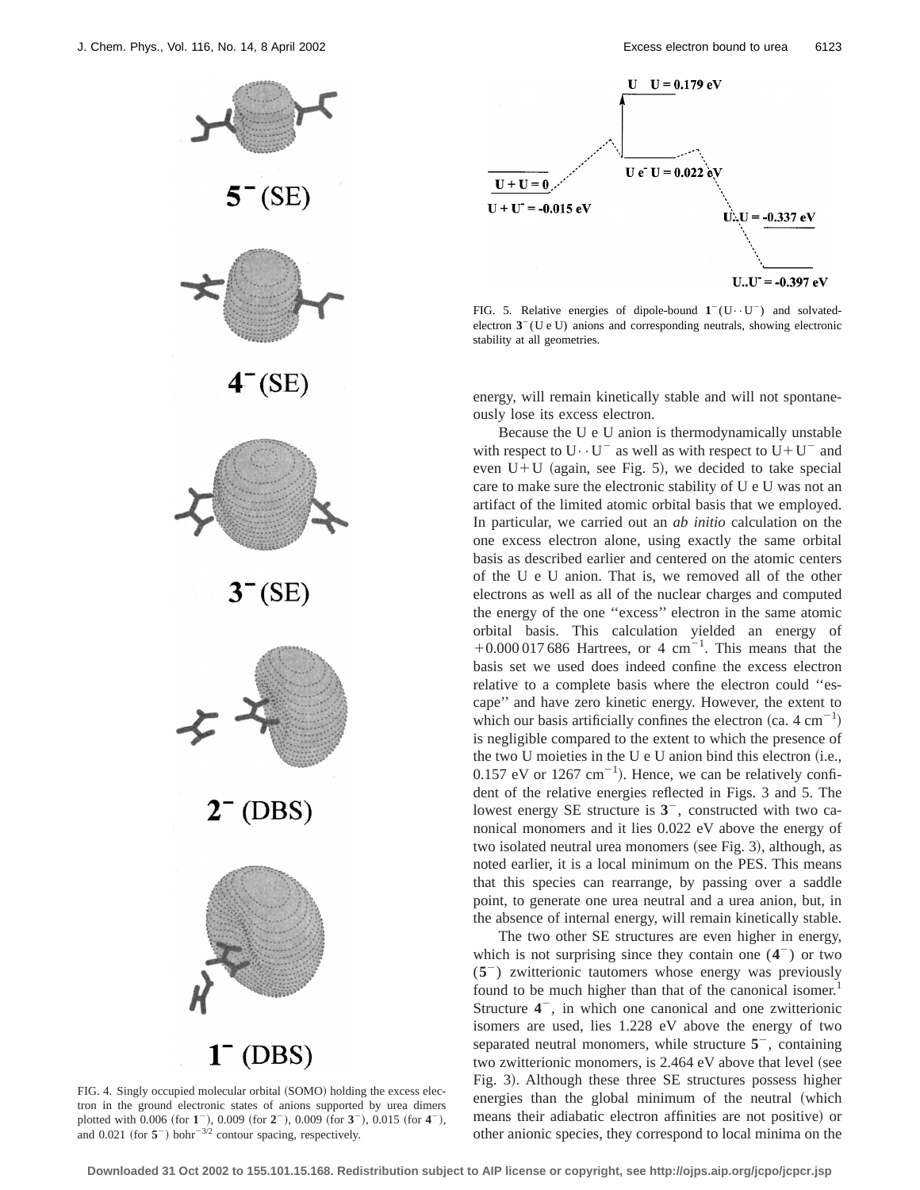FIG. 4. Singly occupied molecular orbital (SOMO) holding the excess electron in the ground electronic states of anions supported by urea dimers plotted with 0.006 (for $\mathbf{1}^-$), 0.009 (for $\mathbf{2}^-$), 0.009 (for $\mathbf{3}^-$), 0.015 (for $\mathbf{4}^-$), and 0.021 (for $\mathbf{5}^-$) bohr$^{-3/2}$ contour spacing, respectively.

FIG. 5. Relative energies of dipole-bound $\mathbf{1}^-$(U··U$^-$) and solvated-electron $\mathbf{3}^-$(U e U) anions and corresponding neutrals, showing electronic stability at all geometries.

energy, will remain kinetically stable and will not spontaneously lose its excess electron.

Because the U e U anion is thermodynamically unstable with respect to U··U$^-$ as well as with respect to U+U$^-$ and even U+U (again, see Fig. 5), we decided to take special care to make sure the electronic stability of U e U was not an artifact of the limited atomic orbital basis that we employed. In particular, we carried out an *ab initio* calculation on the one excess electron alone, using exactly the same orbital basis as described earlier and centered on the atomic centers of the U e U anion. That is, we removed all of the other electrons as well as all of the nuclear charges and computed the energy of the one "excess" electron in the same atomic orbital basis. This calculation yielded an energy of +0.000 017 686 Hartrees, or 4 cm$^{-1}$. This means that the basis set we used does indeed confine the excess electron relative to a complete basis where the electron could "escape" and have zero kinetic energy. However, the extent to which our basis artificially confines the electron (ca. 4 cm$^{-1}$) is negligible compared to the extent to which the presence of the two U moieties in the U e U anion bind this electron (i.e., 0.157 eV or 1267 cm$^{-1}$). Hence, we can be relatively confident of the relative energies reflected in Figs. 3 and 5. The lowest energy SE structure is $\mathbf{3}^-$, constructed with two canonical monomers and it lies 0.022 eV above the energy of two isolated neutral urea monomers (see Fig. 3), although, as noted earlier, it is a local minimum on the PES. This means that this species can rearrange, by passing over a saddle point, to generate one urea neutral and a urea anion, but, in the absence of internal energy, will remain kinetically stable.

The two other SE structures are even higher in energy, which is not surprising since they contain one ($\mathbf{4}^-$) or two ($\mathbf{5}^-$) zwitterionic tautomers whose energy was previously found to be much higher than that of the canonical isomer.[1] Structure $\mathbf{4}^-$, in which one canonical and one zwitterionic isomers are used, lies 1.228 eV above the energy of two separated neutral monomers, while structure $\mathbf{5}^-$, containing two zwitterionic monomers, is 2.464 eV above that level (see Fig. 3). Although these three SE structures possess higher energies than the global minimum of the neutral (which means their adiabatic electron affinities are not positive) or other anionic species, they correspond to local minima on the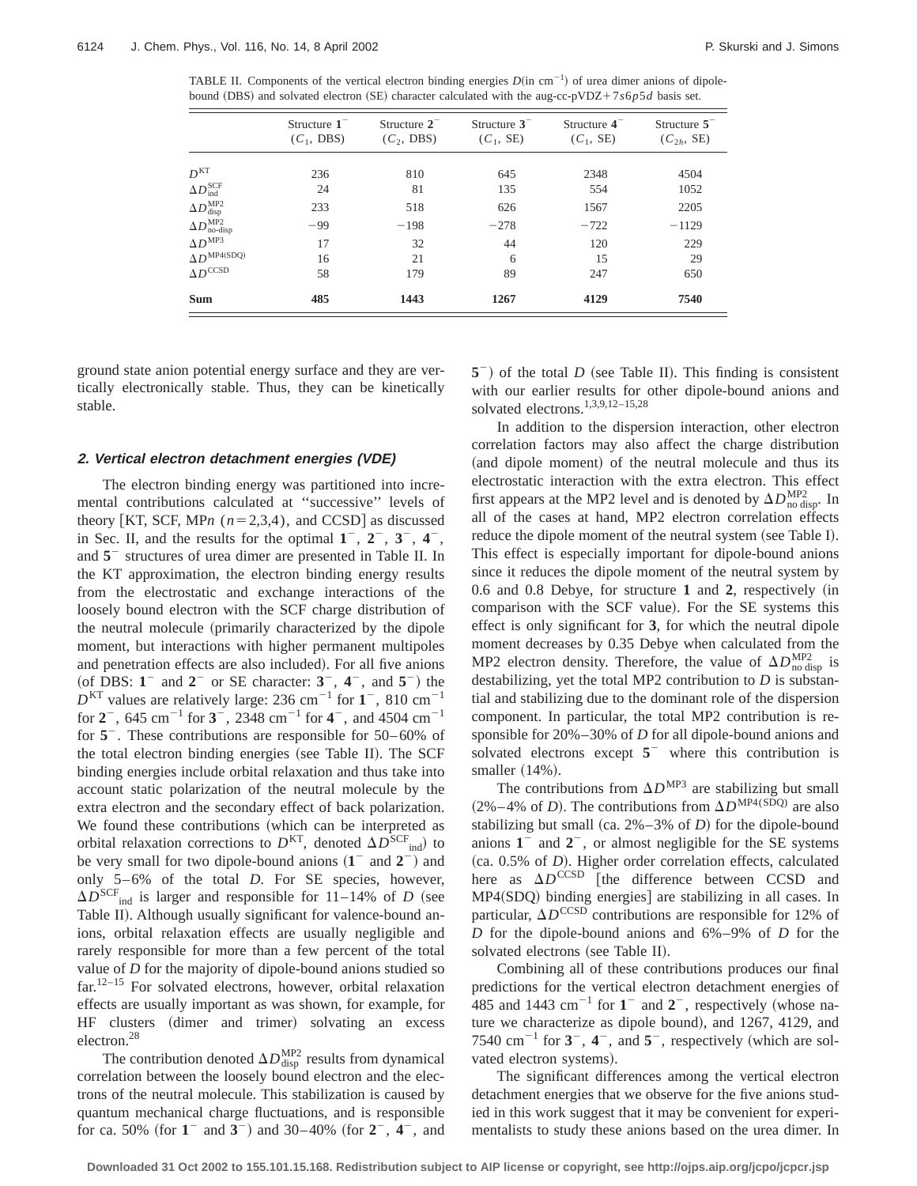TABLE II. Components of the vertical electron binding energies $D$(in $cm^{-1}$) of urea dimer anions of dipole-bound (DBS) and solvated electron (SE) character calculated with the aug-cc-pVDZ+7$s$6$p$5$d$ basis set.

| | Structure $\mathbf{1}^-$ ($C_1$, DBS) | Structure $\mathbf{2}^-$ ($C_2$, DBS) | Structure $\mathbf{3}^-$ ($C_1$, SE) | Structure $\mathbf{4}^-$ ($C_1$, SE) | Structure $\mathbf{5}^-$ ($C_{2h}$, SE) |
|---|---|---|---|---|---|
| $D^{\mathrm{KT}}$ | 236 | 810 | 645 | 2348 | 4504 |
| $\Delta D^{\mathrm{SCF}}_{\mathrm{ind}}$ | 24 | 81 | 135 | 554 | 1052 |
| $\Delta D^{\mathrm{MP2}}_{\mathrm{disp}}$ | 233 | 518 | 626 | 1567 | 2205 |
| $\Delta D^{\mathrm{MP2}}_{\mathrm{no\text{-}disp}}$ | −99 | −198 | −278 | −722 | −1129 |
| $\Delta D^{\mathrm{MP3}}$ | 17 | 32 | 44 | 120 | 229 |
| $\Delta D^{\mathrm{MP4(SDQ)}}$ | 16 | 21 | 6 | 15 | 29 |
| $\Delta D^{\mathrm{CCSD}}$ | 58 | 179 | 89 | 247 | 650 |
| **Sum** | **485** | **1443** | **1267** | **4129** | **7540** |

ground state anion potential energy surface and they are vertically electronically stable. Thus, they can be kinetically stable.

### 2. Vertical electron detachment energies (VDE)

The electron binding energy was partitioned into incremental contributions calculated at "successive" levels of theory [KT, SCF, MP$n$ ($n$=2,3,4), and CCSD] as discussed in Sec. II, and the results for the optimal $\mathbf{1}^-$, $\mathbf{2}^-$, $\mathbf{3}^-$, $\mathbf{4}^-$, and $\mathbf{5}^-$ structures of urea dimer are presented in Table II. In the KT approximation, the electron binding energy results from the electrostatic and exchange interactions of the loosely bound electron with the SCF charge distribution of the neutral molecule (primarily characterized by the dipole moment, but interactions with higher permanent multipoles and penetration effects are also included). For all five anions (of DBS: $\mathbf{1}^-$ and $\mathbf{2}^-$ or SE character: $\mathbf{3}^-$, $\mathbf{4}^-$, and $\mathbf{5}^-$) the $D^{\mathrm{KT}}$ values are relatively large: 236 $cm^{-1}$ for $\mathbf{1}^-$, 810 $cm^{-1}$ for $\mathbf{2}^-$, 645 $cm^{-1}$ for $\mathbf{3}^-$, 2348 $cm^{-1}$ for $\mathbf{4}^-$, and 4504 $cm^{-1}$ for $\mathbf{5}^-$. These contributions are responsible for 50–60% of the total electron binding energies (see Table II). The SCF binding energies include orbital relaxation and thus take into account static polarization of the neutral molecule by the extra electron and the secondary effect of back polarization. We found these contributions (which can be interpreted as orbital relaxation corrections to $D^{\mathrm{KT}}$, denoted $\Delta D^{\mathrm{SCF}}{}_{\mathrm{ind}}$) to be very small for two dipole-bound anions ($\mathbf{1}^-$ and $\mathbf{2}^-$) and only 5–6% of the total $D$. For SE species, however, $\Delta D^{\mathrm{SCF}}{}_{\mathrm{ind}}$ is larger and responsible for 11–14% of $D$ (see Table II). Although usually significant for valence-bound anions, orbital relaxation effects are usually negligible and rarely responsible for more than a few percent of the total value of $D$ for the majority of dipole-bound anions studied so far.[12–15] For solvated electrons, however, orbital relaxation effects are usually important as was shown, for example, for HF clusters (dimer and trimer) solvating an excess electron.[28]

The contribution denoted $\Delta D^{\mathrm{MP2}}_{\mathrm{disp}}$ results from dynamical correlation between the loosely bound electron and the electrons of the neutral molecule. This stabilization is caused by quantum mechanical charge fluctuations, and is responsible for ca. 50% (for $\mathbf{1}^-$ and $\mathbf{3}^-$) and 30–40% (for $\mathbf{2}^-$, $\mathbf{4}^-$, and $\mathbf{5}^-$) of the total $D$ (see Table II). This finding is consistent with our earlier results for other dipole-bound anions and solvated electrons.[1,3,9,12–15,28]

In addition to the dispersion interaction, other electron correlation factors may also affect the charge distribution (and dipole moment) of the neutral molecule and thus its electrostatic interaction with the extra electron. This effect first appears at the MP2 level and is denoted by $\Delta D^{\mathrm{MP2}}_{\mathrm{no\ disp}}$. In all of the cases at hand, MP2 electron correlation effects reduce the dipole moment of the neutral system (see Table I). This effect is especially important for dipole-bound anions since it reduces the dipole moment of the neutral system by 0.6 and 0.8 Debye, for structure **1** and **2**, respectively (in comparison with the SCF value). For the SE systems this effect is only significant for **3**, for which the neutral dipole moment decreases by 0.35 Debye when calculated from the MP2 electron density. Therefore, the value of $\Delta D^{\mathrm{MP2}}_{\mathrm{no\ disp}}$ is destabilizing, yet the total MP2 contribution to $D$ is substantial and stabilizing due to the dominant role of the dispersion component. In particular, the total MP2 contribution is responsible for 20%–30% of $D$ for all dipole-bound anions and solvated electrons except $\mathbf{5}^-$ where this contribution is smaller (14%).

The contributions from $\Delta D^{\mathrm{MP3}}$ are stabilizing but small (2%–4% of $D$). The contributions from $\Delta D^{\mathrm{MP4(SDQ)}}$ are also stabilizing but small (ca. 2%–3% of $D$) for the dipole-bound anions $\mathbf{1}^-$ and $\mathbf{2}^-$, or almost negligible for the SE systems (ca. 0.5% of $D$). Higher order correlation effects, calculated here as $\Delta D^{\mathrm{CCSD}}$ [the difference between CCSD and MP4(SDQ) binding energies] are stabilizing in all cases. In particular, $\Delta D^{\mathrm{CCSD}}$ contributions are responsible for 12% of $D$ for the dipole-bound anions and 6%–9% of $D$ for the solvated electrons (see Table II).

Combining all of these contributions produces our final predictions for the vertical electron detachment energies of 485 and 1443 $cm^{-1}$ for $\mathbf{1}^-$ and $\mathbf{2}^-$, respectively (whose nature we characterize as dipole bound), and 1267, 4129, and 7540 $cm^{-1}$ for $\mathbf{3}^-$, $\mathbf{4}^-$, and $\mathbf{5}^-$, respectively (which are solvated electron systems).

The significant differences among the vertical electron detachment energies that we observe for the five anions studied in this work suggest that it may be convenient for experimentalists to study these anions based on the urea dimer. In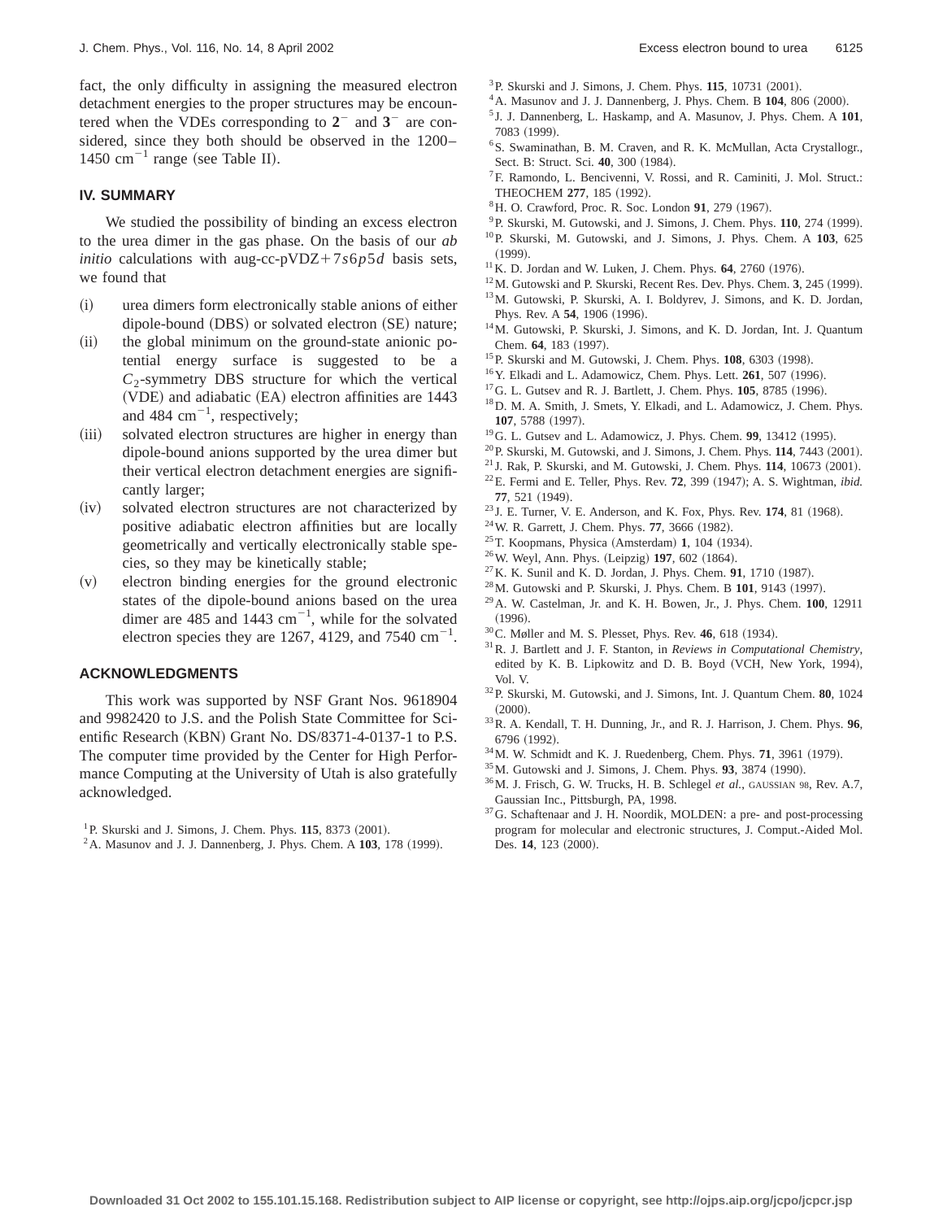fact, the only difficulty in assigning the measured electron detachment energies to the proper structures may be encountered when the VDEs corresponding to $\mathbf{2}^-$ and $\mathbf{3}^-$ are considered, since they both should be observed in the 1200–1450 $cm^{-1}$ range (see Table II).

## IV. SUMMARY

We studied the possibility of binding an excess electron to the urea dimer in the gas phase. On the basis of our *ab initio* calculations with aug-cc-pVDZ+7*s*6*p*5*d* basis sets, we found that

(i) urea dimers form electronically stable anions of either dipole-bound (DBS) or solvated electron (SE) nature;

(ii) the global minimum on the ground-state anionic potential energy surface is suggested to be a $C_2$-symmetry DBS structure for which the vertical (VDE) and adiabatic (EA) electron affinities are 1443 and 484 $cm^{-1}$, respectively;

(iii) solvated electron structures are higher in energy than dipole-bound anions supported by the urea dimer but their vertical electron detachment energies are significantly larger;

(iv) solvated electron structures are not characterized by positive adiabatic electron affinities but are locally geometrically and vertically electronically stable species, so they may be kinetically stable;

(v) electron binding energies for the ground electronic states of the dipole-bound anions based on the urea dimer are 485 and 1443 $cm^{-1}$, while for the solvated electron species they are 1267, 4129, and 7540 $cm^{-1}$.

## ACKNOWLEDGMENTS

This work was supported by NSF Grant Nos. 9618904 and 9982420 to J.S. and the Polish State Committee for Scientific Research (KBN) Grant No. DS/8371-4-0137-1 to P.S. The computer time provided by the Center for High Performance Computing at the University of Utah is also gratefully acknowledged.

[1] P. Skurski and J. Simons, J. Chem. Phys. **115**, 8373 (2001).
[2] A. Masunov and J. J. Dannenberg, J. Phys. Chem. A **103**, 178 (1999).
[3] P. Skurski and J. Simons, J. Chem. Phys. **115**, 10731 (2001).
[4] A. Masunov and J. J. Dannenberg, J. Phys. Chem. B **104**, 806 (2000).
[5] J. J. Dannenberg, L. Haskamp, and A. Masunov, J. Phys. Chem. A **101**, 7083 (1999).
[6] S. Swaminathan, B. M. Craven, and R. K. McMullan, Acta Crystallogr., Sect. B: Struct. Sci. **40**, 300 (1984).
[7] F. Ramondo, L. Bencivenni, V. Rossi, and R. Caminiti, J. Mol. Struct.: THEOCHEM **277**, 185 (1992).
[8] H. O. Crawford, Proc. R. Soc. London **91**, 279 (1967).
[9] P. Skurski, M. Gutowski, and J. Simons, J. Chem. Phys. **110**, 274 (1999).
[10] P. Skurski, M. Gutowski, and J. Simons, J. Phys. Chem. A **103**, 625 (1999).
[11] K. D. Jordan and W. Luken, J. Chem. Phys. **64**, 2760 (1976).
[12] M. Gutowski and P. Skurski, Recent Res. Dev. Phys. Chem. **3**, 245 (1999).
[13] M. Gutowski, P. Skurski, A. I. Boldyrev, J. Simons, and K. D. Jordan, Phys. Rev. A **54**, 1906 (1996).
[14] M. Gutowski, P. Skurski, J. Simons, and K. D. Jordan, Int. J. Quantum Chem. **64**, 183 (1997).
[15] P. Skurski and M. Gutowski, J. Chem. Phys. **108**, 6303 (1998).
[16] Y. Elkadi and L. Adamowicz, Chem. Phys. Lett. **261**, 507 (1996).
[17] G. L. Gutsev and R. J. Bartlett, J. Chem. Phys. **105**, 8785 (1996).
[18] D. M. A. Smith, J. Smets, Y. Elkadi, and L. Adamowicz, J. Chem. Phys. **107**, 5788 (1997).
[19] G. L. Gutsev and L. Adamowicz, J. Phys. Chem. **99**, 13412 (1995).
[20] P. Skurski, M. Gutowski, and J. Simons, J. Chem. Phys. **114**, 7443 (2001).
[21] J. Rak, P. Skurski, and M. Gutowski, J. Chem. Phys. **114**, 10673 (2001).
[22] E. Fermi and E. Teller, Phys. Rev. **72**, 399 (1947); A. S. Wightman, *ibid.* **77**, 521 (1949).
[23] J. E. Turner, V. E. Anderson, and K. Fox, Phys. Rev. **174**, 81 (1968).
[24] W. R. Garrett, J. Chem. Phys. **77**, 3666 (1982).
[25] T. Koopmans, Physica (Amsterdam) **1**, 104 (1934).
[26] W. Weyl, Ann. Phys. (Leipzig) **197**, 602 (1864).
[27] K. K. Sunil and K. D. Jordan, J. Phys. Chem. **91**, 1710 (1987).
[28] M. Gutowski and P. Skurski, J. Phys. Chem. B **101**, 9143 (1997).
[29] A. W. Castelman, Jr. and K. H. Bowen, Jr., J. Phys. Chem. **100**, 12911 (1996).
[30] C. Møller and M. S. Plesset, Phys. Rev. **46**, 618 (1934).
[31] R. J. Bartlett and J. F. Stanton, in *Reviews in Computational Chemistry*, edited by K. B. Lipkowitz and D. B. Boyd (VCH, New York, 1994), Vol. V.
[32] P. Skurski, M. Gutowski, and J. Simons, Int. J. Quantum Chem. **80**, 1024 (2000).
[33] R. A. Kendall, T. H. Dunning, Jr., and R. J. Harrison, J. Chem. Phys. **96**, 6796 (1992).
[34] M. W. Schmidt and K. J. Ruedenberg, Chem. Phys. **71**, 3961 (1979).
[35] M. Gutowski and J. Simons, J. Chem. Phys. **93**, 3874 (1990).
[36] M. J. Frisch, G. W. Trucks, H. B. Schlegel *et al.*, GAUSSIAN 98, Rev. A.7, Gaussian Inc., Pittsburgh, PA, 1998.
[37] G. Schaftenaar and J. H. Noordik, MOLDEN: a pre- and post-processing program for molecular and electronic structures, J. Comput.-Aided Mol. Des. **14**, 123 (2000).